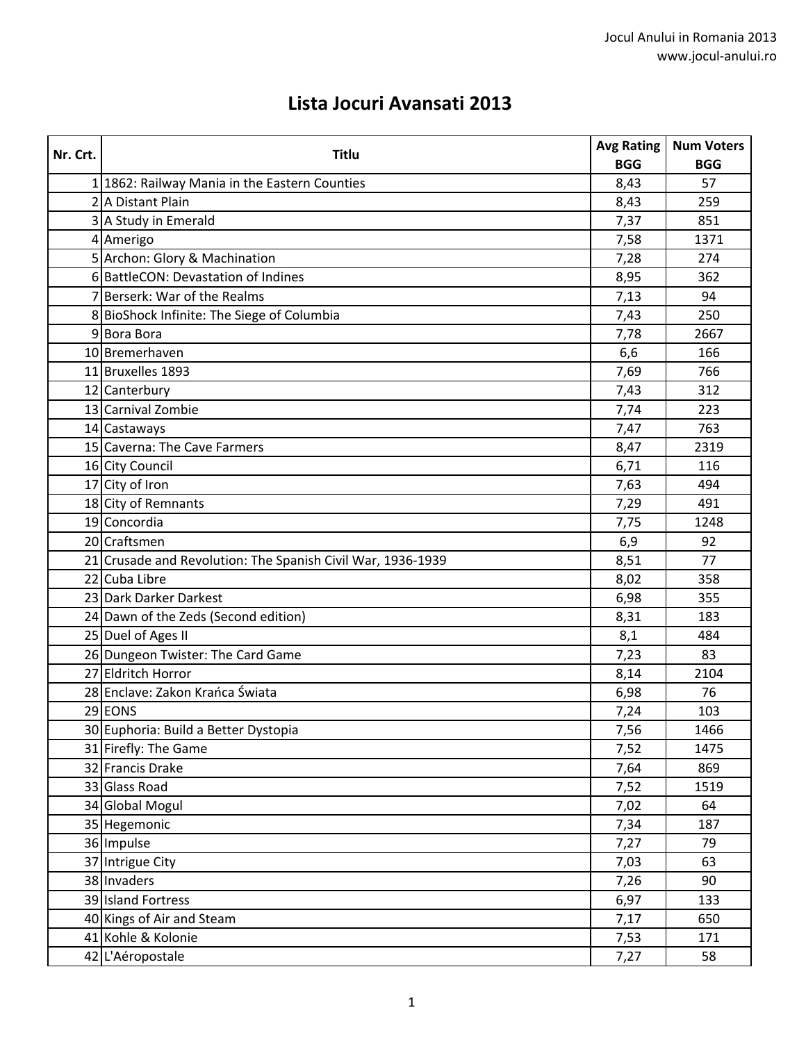# Lista Jocuri Avansati 2013

| Nr. Crt. | Titlu | Avg Rating BGG | Num Voters BGG |
|---|---|---|---|
| 1 | 1862: Railway Mania in the Eastern Counties | 8,43 | 57 |
| 2 | A Distant Plain | 8,43 | 259 |
| 3 | A Study in Emerald | 7,37 | 851 |
| 4 | Amerigo | 7,58 | 1371 |
| 5 | Archon: Glory & Machination | 7,28 | 274 |
| 6 | BattleCON: Devastation of Indines | 8,95 | 362 |
| 7 | Berserk: War of the Realms | 7,13 | 94 |
| 8 | BioShock Infinite: The Siege of Columbia | 7,43 | 250 |
| 9 | Bora Bora | 7,78 | 2667 |
| 10 | Bremerhaven | 6,6 | 166 |
| 11 | Bruxelles 1893 | 7,69 | 766 |
| 12 | Canterbury | 7,43 | 312 |
| 13 | Carnival Zombie | 7,74 | 223 |
| 14 | Castaways | 7,47 | 763 |
| 15 | Caverna: The Cave Farmers | 8,47 | 2319 |
| 16 | City Council | 6,71 | 116 |
| 17 | City of Iron | 7,63 | 494 |
| 18 | City of Remnants | 7,29 | 491 |
| 19 | Concordia | 7,75 | 1248 |
| 20 | Craftsmen | 6,9 | 92 |
| 21 | Crusade and Revolution: The Spanish Civil War, 1936-1939 | 8,51 | 77 |
| 22 | Cuba Libre | 8,02 | 358 |
| 23 | Dark Darker Darkest | 6,98 | 355 |
| 24 | Dawn of the Zeds (Second edition) | 8,31 | 183 |
| 25 | Duel of Ages II | 8,1 | 484 |
| 26 | Dungeon Twister: The Card Game | 7,23 | 83 |
| 27 | Eldritch Horror | 8,14 | 2104 |
| 28 | Enclave: Zakon Krańca Świata | 6,98 | 76 |
| 29 | EONS | 7,24 | 103 |
| 30 | Euphoria: Build a Better Dystopia | 7,56 | 1466 |
| 31 | Firefly: The Game | 7,52 | 1475 |
| 32 | Francis Drake | 7,64 | 869 |
| 33 | Glass Road | 7,52 | 1519 |
| 34 | Global Mogul | 7,02 | 64 |
| 35 | Hegemonic | 7,34 | 187 |
| 36 | Impulse | 7,27 | 79 |
| 37 | Intrigue City | 7,03 | 63 |
| 38 | Invaders | 7,26 | 90 |
| 39 | Island Fortress | 6,97 | 133 |
| 40 | Kings of Air and Steam | 7,17 | 650 |
| 41 | Kohle & Kolonie | 7,53 | 171 |
| 42 | L'Aéropostale | 7,27 | 58 |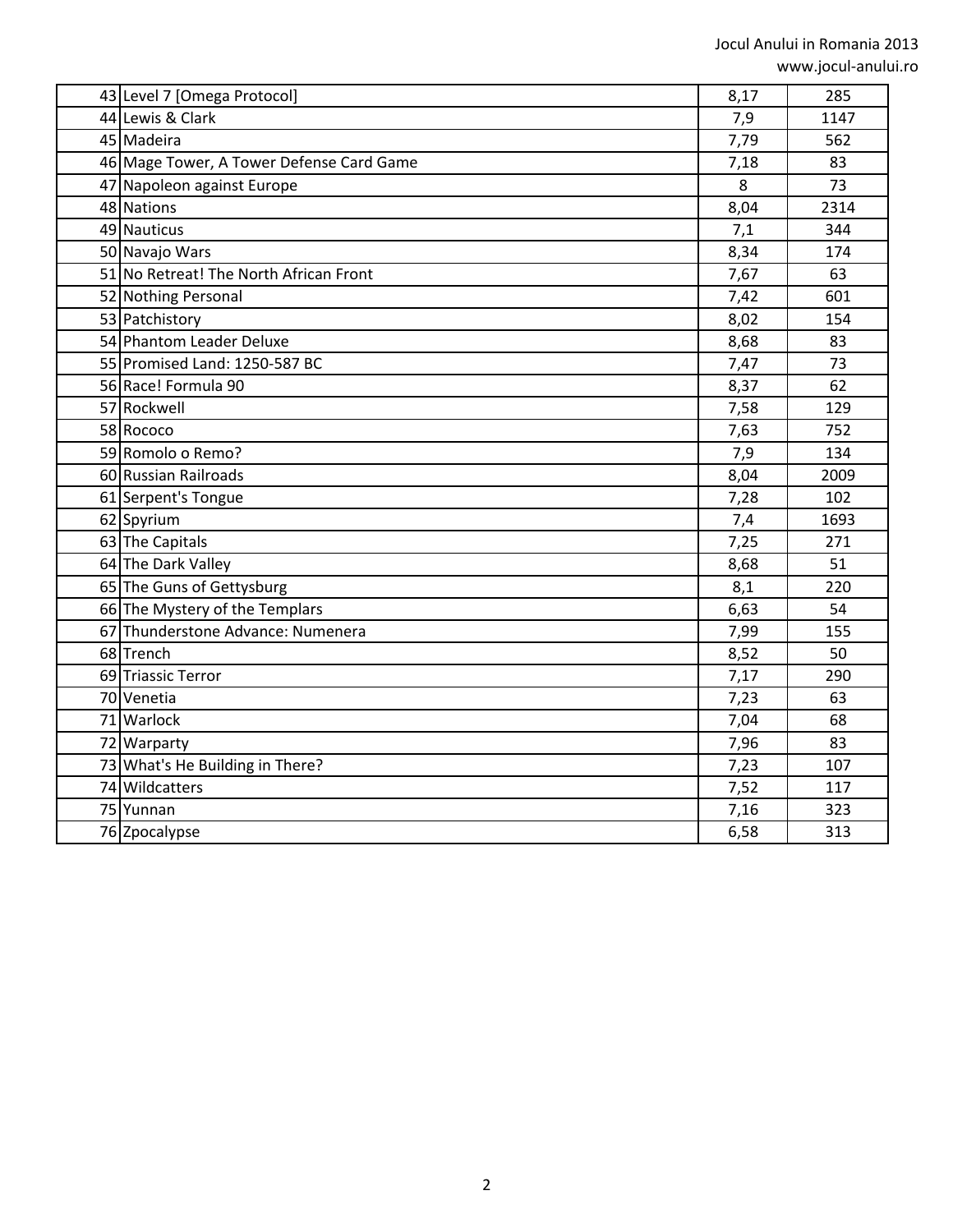| | | | |
|---|---|---|---|
| 43 | Level 7 [Omega Protocol] | 8,17 | 285 |
| 44 | Lewis & Clark | 7,9 | 1147 |
| 45 | Madeira | 7,79 | 562 |
| 46 | Mage Tower, A Tower Defense Card Game | 7,18 | 83 |
| 47 | Napoleon against Europe | 8 | 73 |
| 48 | Nations | 8,04 | 2314 |
| 49 | Nauticus | 7,1 | 344 |
| 50 | Navajo Wars | 8,34 | 174 |
| 51 | No Retreat! The North African Front | 7,67 | 63 |
| 52 | Nothing Personal | 7,42 | 601 |
| 53 | Patchistory | 8,02 | 154 |
| 54 | Phantom Leader Deluxe | 8,68 | 83 |
| 55 | Promised Land: 1250-587 BC | 7,47 | 73 |
| 56 | Race! Formula 90 | 8,37 | 62 |
| 57 | Rockwell | 7,58 | 129 |
| 58 | Rococo | 7,63 | 752 |
| 59 | Romolo o Remo? | 7,9 | 134 |
| 60 | Russian Railroads | 8,04 | 2009 |
| 61 | Serpent's Tongue | 7,28 | 102 |
| 62 | Spyrium | 7,4 | 1693 |
| 63 | The Capitals | 7,25 | 271 |
| 64 | The Dark Valley | 8,68 | 51 |
| 65 | The Guns of Gettysburg | 8,1 | 220 |
| 66 | The Mystery of the Templars | 6,63 | 54 |
| 67 | Thunderstone Advance: Numenera | 7,99 | 155 |
| 68 | Trench | 8,52 | 50 |
| 69 | Triassic Terror | 7,17 | 290 |
| 70 | Venetia | 7,23 | 63 |
| 71 | Warlock | 7,04 | 68 |
| 72 | Warparty | 7,96 | 83 |
| 73 | What's He Building in There? | 7,23 | 107 |
| 74 | Wildcatters | 7,52 | 117 |
| 75 | Yunnan | 7,16 | 323 |
| 76 | Zpocalypse | 6,58 | 313 |